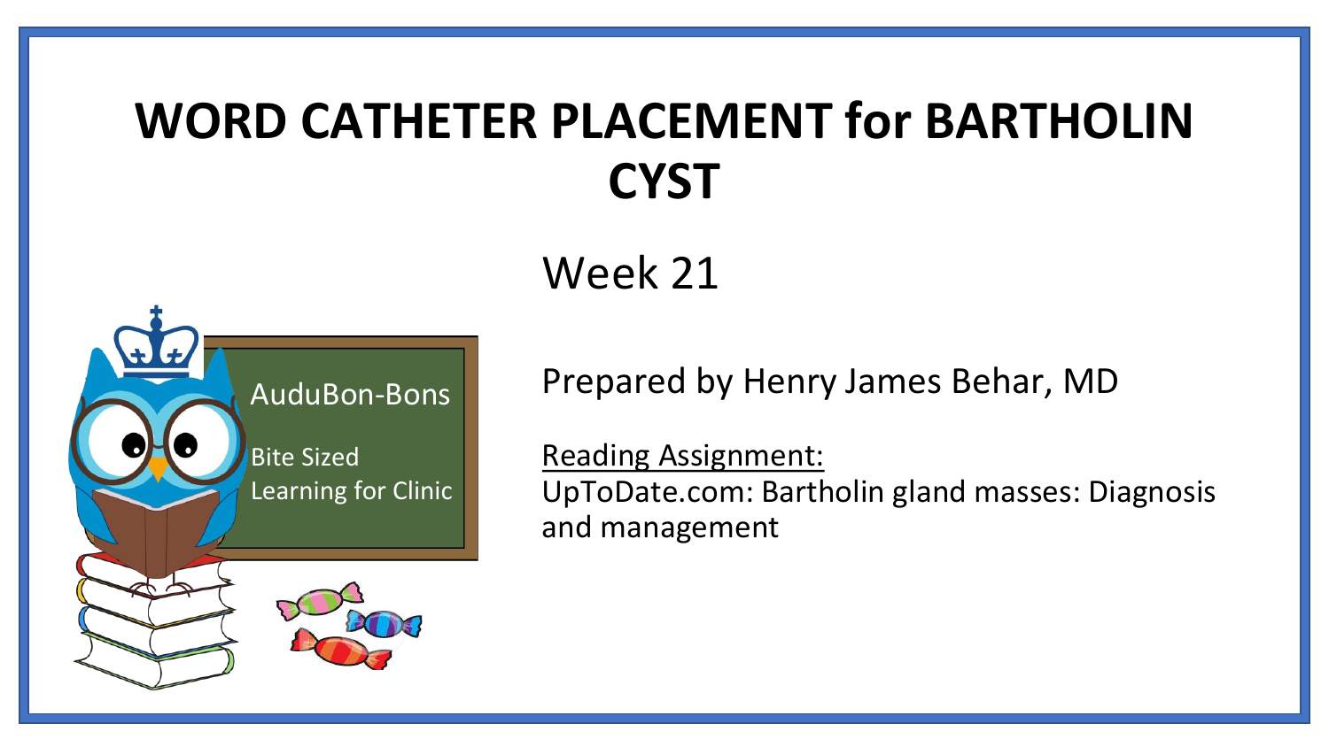# WORD CATHETER PLACEMENT for BARTHOLIN CYST

Week 21

AuduBon-Bons

Bite Sized Learning for Clinic

Prepared by Henry James Behar, MD

Reading Assignment:
UpToDate.com: Bartholin gland masses: Diagnosis and management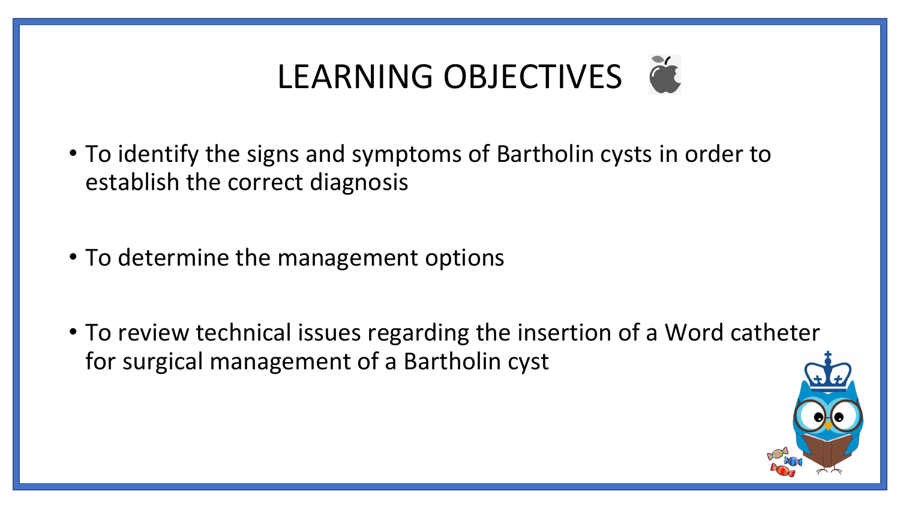# LEARNING OBJECTIVES

- To identify the signs and symptoms of Bartholin cysts in order to establish the correct diagnosis
- To determine the management options
- To review technical issues regarding the insertion of a Word catheter for surgical management of a Bartholin cyst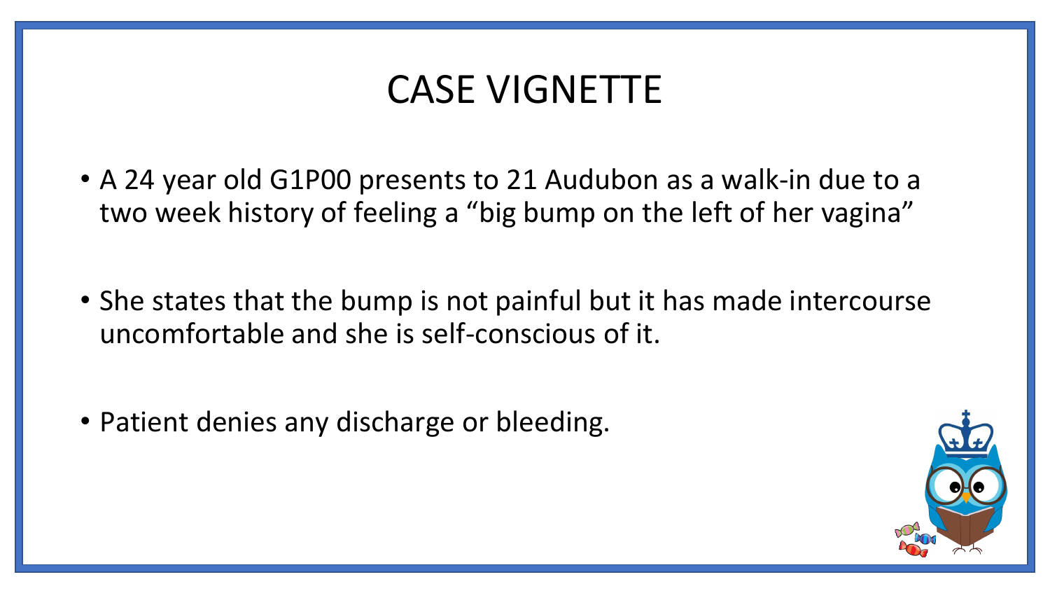# CASE VIGNETTE

- A 24 year old G1P00 presents to 21 Audubon as a walk-in due to a two week history of feeling a "big bump on the left of her vagina"

- She states that the bump is not painful but it has made intercourse uncomfortable and she is self-conscious of it.

- Patient denies any discharge or bleeding.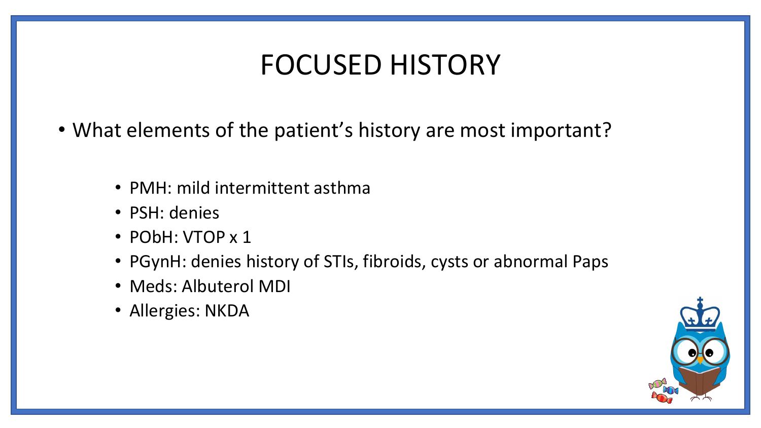# FOCUSED HISTORY

- What elements of the patient's history are most important?
  - PMH: mild intermittent asthma
  - PSH: denies
  - PObH: VTOP x 1
  - PGynH: denies history of STIs, fibroids, cysts or abnormal Paps
  - Meds: Albuterol MDI
  - Allergies: NKDA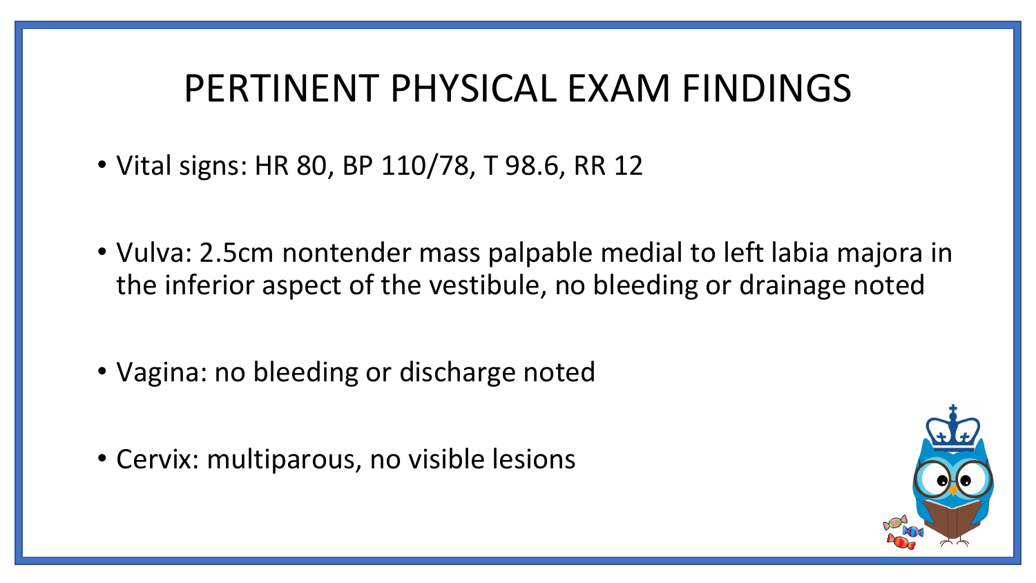# PERTINENT PHYSICAL EXAM FINDINGS

- Vital signs: HR 80, BP 110/78, T 98.6, RR 12
- Vulva: 2.5cm nontender mass palpable medial to left labia majora in the inferior aspect of the vestibule, no bleeding or drainage noted
- Vagina: no bleeding or discharge noted
- Cervix: multiparous, no visible lesions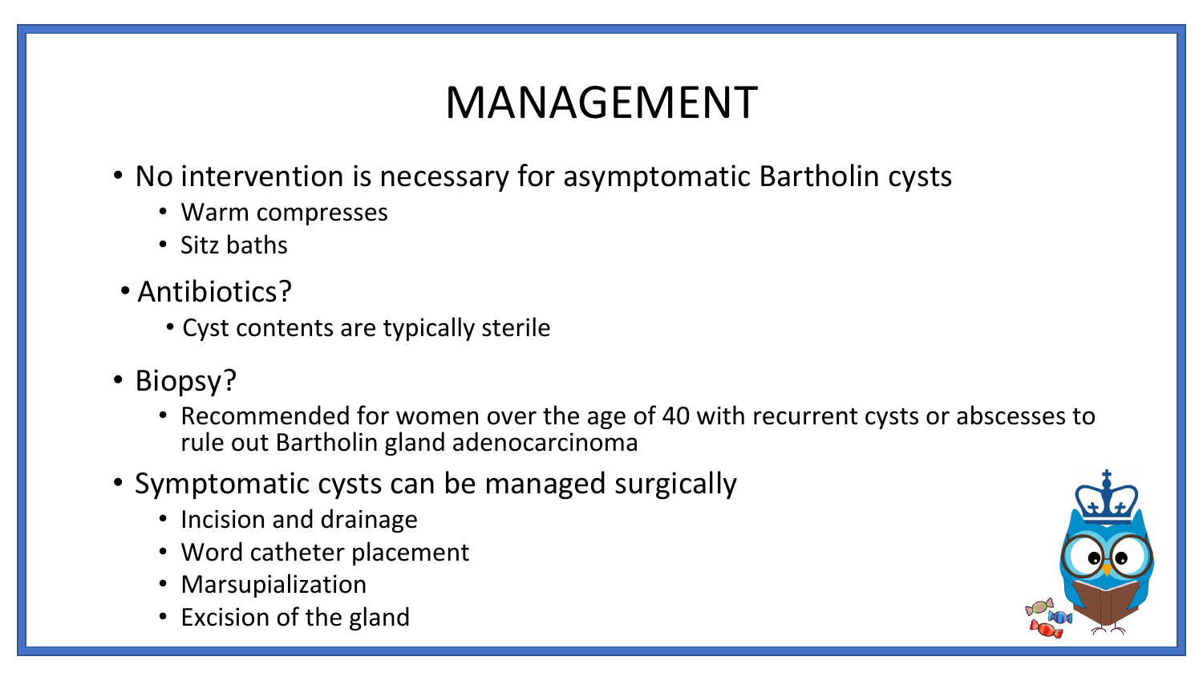# MANAGEMENT

- No intervention is necessary for asymptomatic Bartholin cysts
  - Warm compresses
  - Sitz baths
- Antibiotics?
  - Cyst contents are typically sterile
- Biopsy?
  - Recommended for women over the age of 40 with recurrent cysts or abscesses to rule out Bartholin gland adenocarcinoma
- Symptomatic cysts can be managed surgically
  - Incision and drainage
  - Word catheter placement
  - Marsupialization
  - Excision of the gland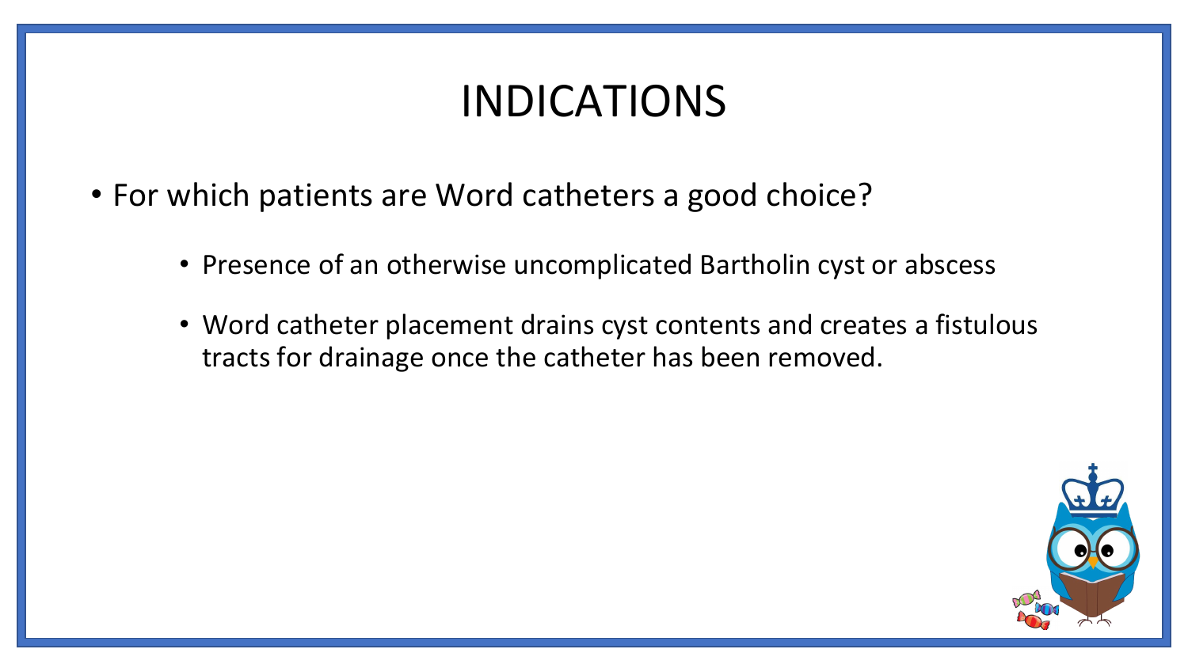# INDICATIONS

- For which patients are Word catheters a good choice?
  - Presence of an otherwise uncomplicated Bartholin cyst or abscess
  - Word catheter placement drains cyst contents and creates a fistulous tracts for drainage once the catheter has been removed.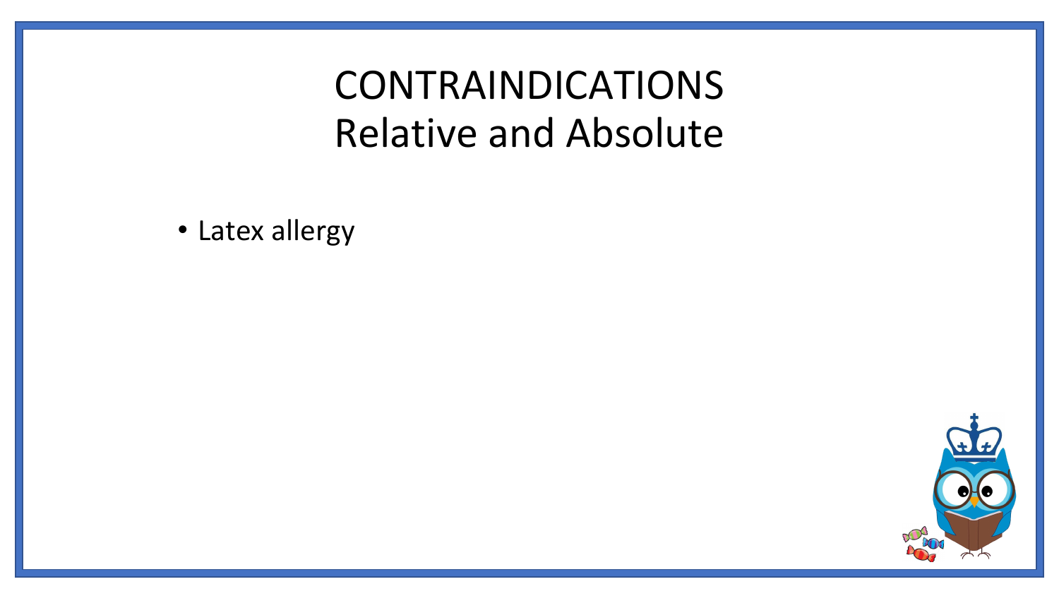# CONTRAINDICATIONS
# Relative and Absolute

- Latex allergy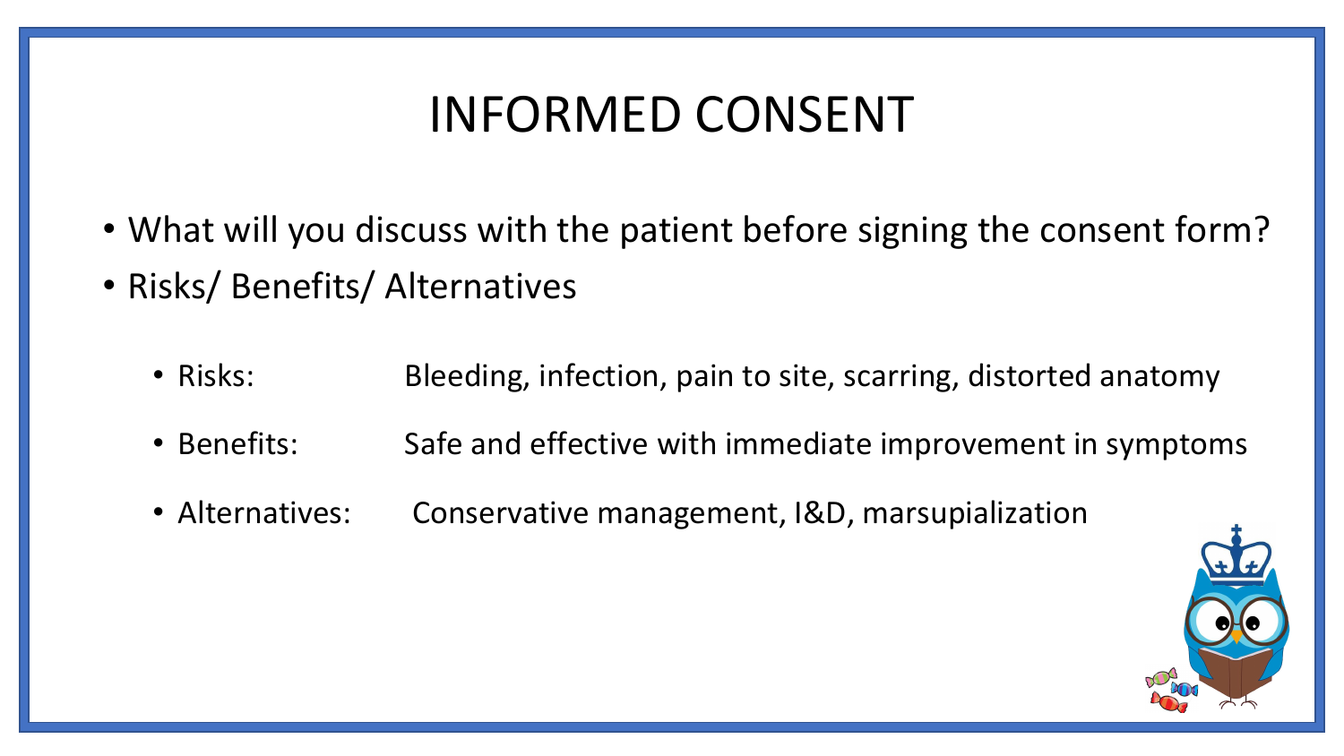# INFORMED CONSENT

- What will you discuss with the patient before signing the consent form?
- Risks/ Benefits/ Alternatives
  - Risks: Bleeding, infection, pain to site, scarring, distorted anatomy
  - Benefits: Safe and effective with immediate improvement in symptoms
  - Alternatives: Conservative management, I&D, marsupialization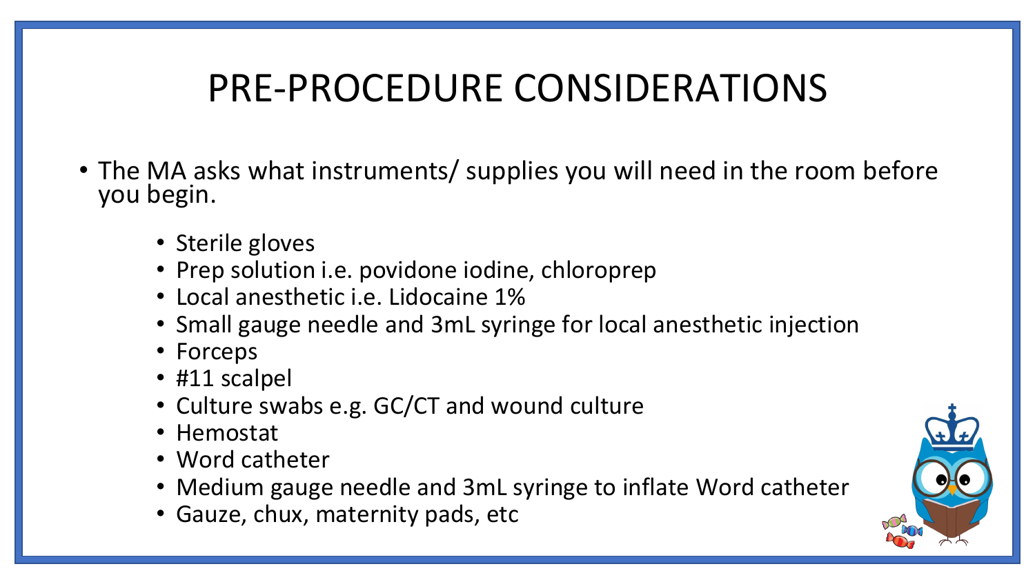# PRE-PROCEDURE CONSIDERATIONS

- The MA asks what instruments/ supplies you will need in the room before you begin.
  - Sterile gloves
  - Prep solution i.e. povidone iodine, chloroprep
  - Local anesthetic i.e. Lidocaine 1%
  - Small gauge needle and 3mL syringe for local anesthetic injection
  - Forceps
  - #11 scalpel
  - Culture swabs e.g. GC/CT and wound culture
  - Hemostat
  - Word catheter
  - Medium gauge needle and 3mL syringe to inflate Word catheter
  - Gauze, chux, maternity pads, etc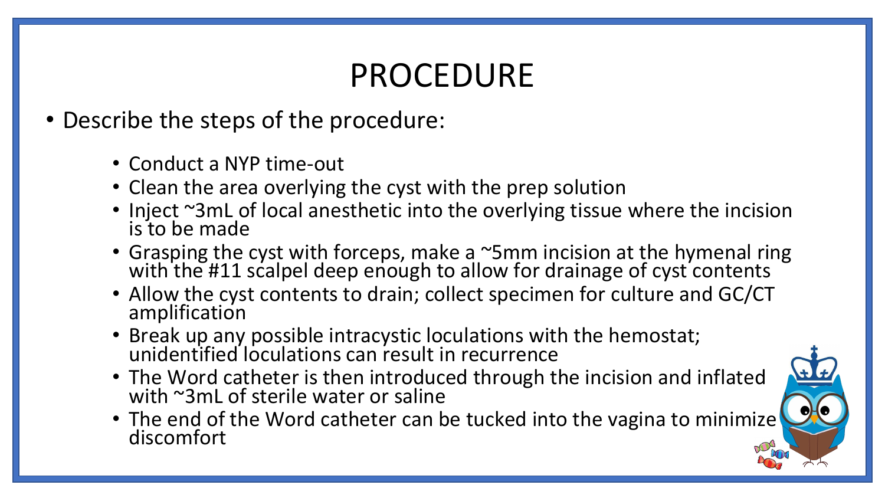# PROCEDURE

- Describe the steps of the procedure:
  - Conduct a NYP time-out
  - Clean the area overlying the cyst with the prep solution
  - Inject ~3mL of local anesthetic into the overlying tissue where the incision is to be made
  - Grasping the cyst with forceps, make a ~5mm incision at the hymenal ring with the #11 scalpel deep enough to allow for drainage of cyst contents
  - Allow the cyst contents to drain; collect specimen for culture and GC/CT amplification
  - Break up any possible intracystic loculations with the hemostat; unidentified loculations can result in recurrence
  - The Word catheter is then introduced through the incision and inflated with ~3mL of sterile water or saline
  - The end of the Word catheter can be tucked into the vagina to minimize discomfort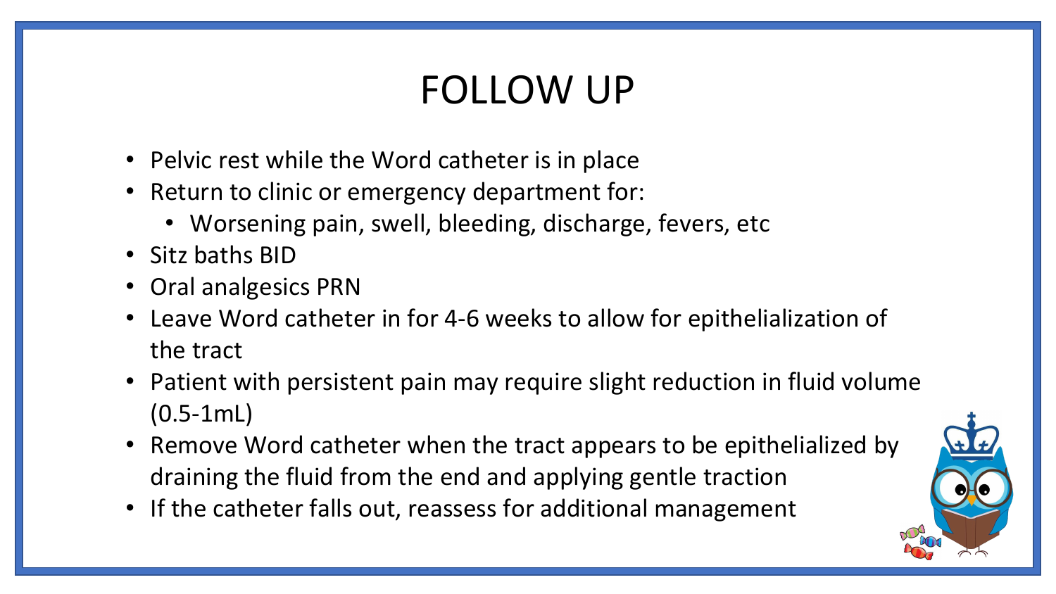# FOLLOW UP

- Pelvic rest while the Word catheter is in place
- Return to clinic or emergency department for:
  - Worsening pain, swell, bleeding, discharge, fevers, etc
- Sitz baths BID
- Oral analgesics PRN
- Leave Word catheter in for 4-6 weeks to allow for epithelialization of the tract
- Patient with persistent pain may require slight reduction in fluid volume (0.5-1mL)
- Remove Word catheter when the tract appears to be epithelialized by draining the fluid from the end and applying gentle traction
- If the catheter falls out, reassess for additional management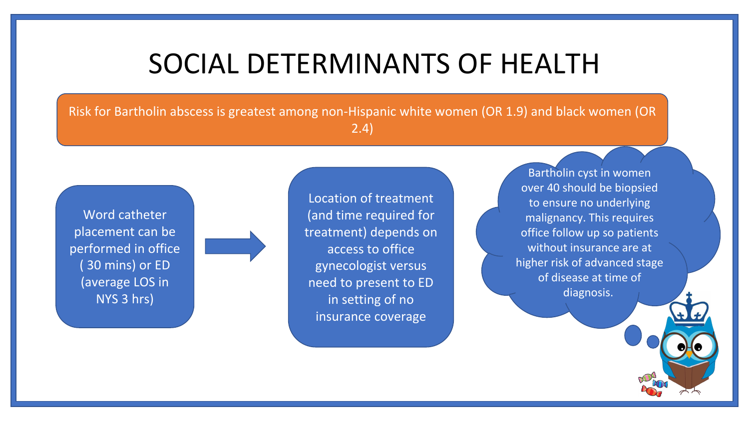# SOCIAL DETERMINANTS OF HEALTH

Risk for Bartholin abscess is greatest among non-Hispanic white women (OR 1.9) and black women (OR 2.4)

Word catheter placement can be performed in office ( 30 mins) or ED (average LOS in NYS 3 hrs)

Location of treatment (and time required for treatment) depends on access to office gynecologist versus need to present to ED in setting of no insurance coverage

Bartholin cyst in women over 40 should be biopsied to ensure no underlying malignancy. This requires office follow up so patients without insurance are at higher risk of advanced stage of disease at time of diagnosis.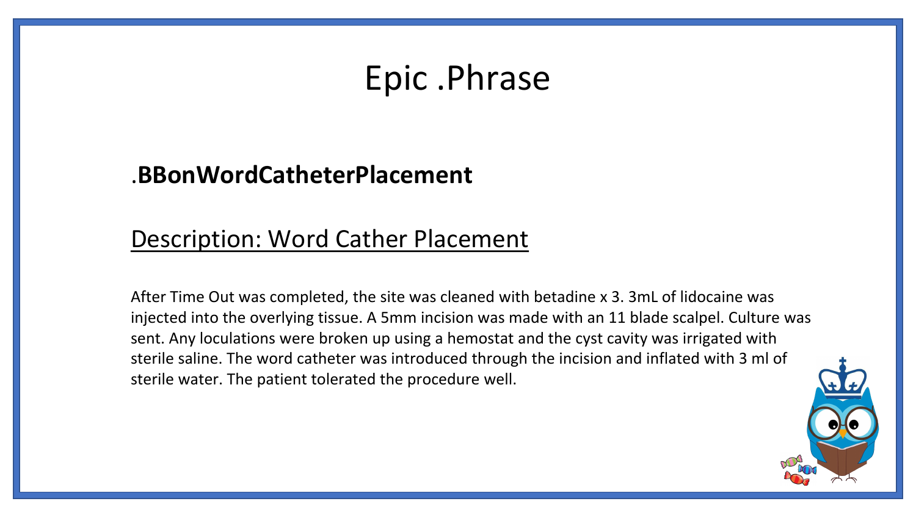# Epic .Phrase

## .BBonWordCatheterPlacement

### Description: Word Cather Placement

After Time Out was completed, the site was cleaned with betadine x 3. 3mL of lidocaine was injected into the overlying tissue. A 5mm incision was made with an 11 blade scalpel. Culture was sent. Any loculations were broken up using a hemostat and the cyst cavity was irrigated with sterile saline. The word catheter was introduced through the incision and inflated with 3 ml of sterile water. The patient tolerated the procedure well.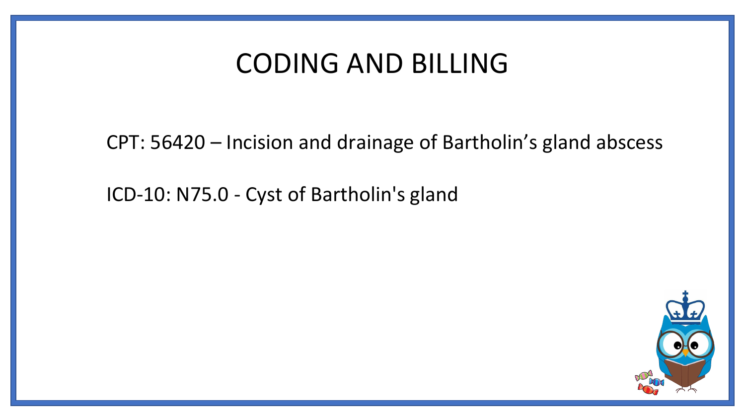# CODING AND BILLING

CPT: 56420 – Incision and drainage of Bartholin's gland abscess

ICD-10: N75.0 - Cyst of Bartholin's gland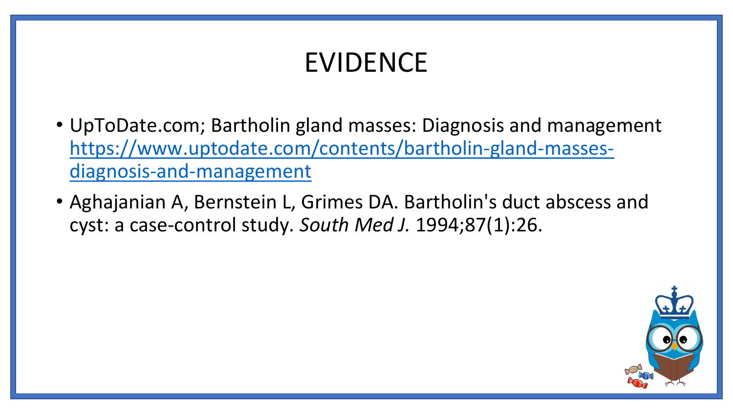# EVIDENCE

- UpToDate.com; Bartholin gland masses: Diagnosis and management https://www.uptodate.com/contents/bartholin-gland-masses-diagnosis-and-management
- Aghajanian A, Bernstein L, Grimes DA. Bartholin's duct abscess and cyst: a case-control study. *South Med J.* 1994;87(1):26.